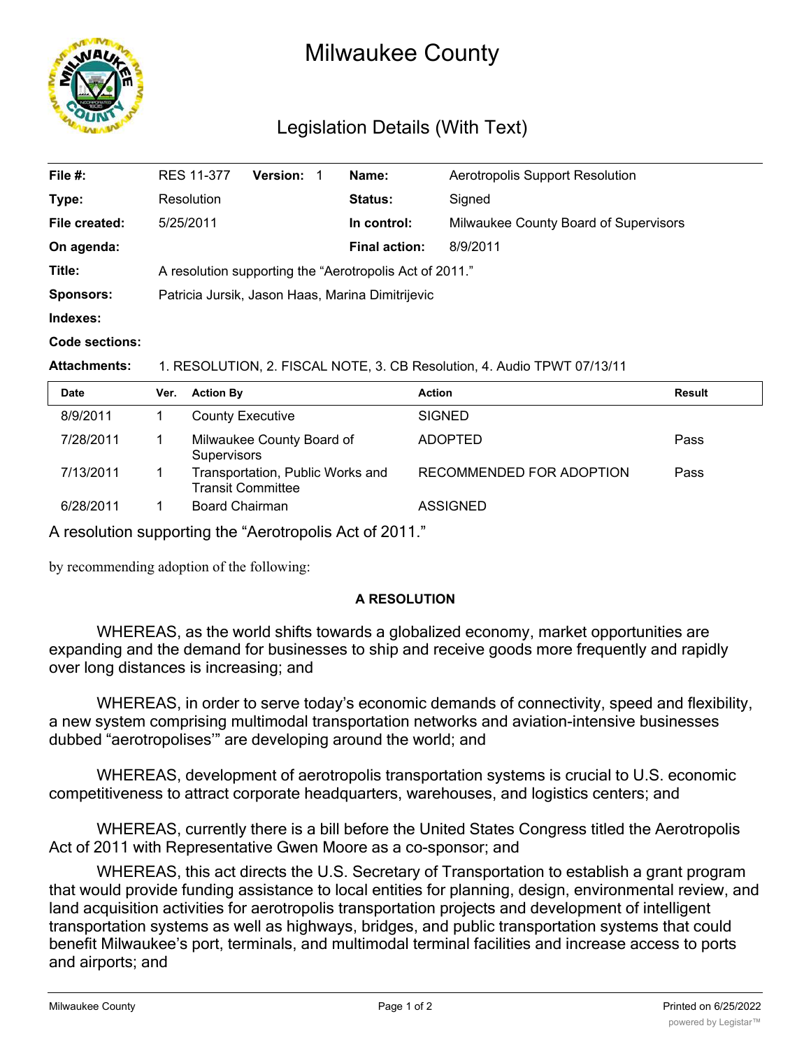# Milwaukee County

## Legislation Details (With Text)

| | | | | | |
|---|---|---|---|---|---|
| **File #:** | RES 11-377 | **Version:** 1 | **Name:** | Aerotropolis Support Resolution | |
| **Type:** | Resolution | | **Status:** | Signed | |
| **File created:** | 5/25/2011 | | **In control:** | Milwaukee County Board of Supervisors | |
| **On agenda:** | | | **Final action:** | 8/9/2011 | |

**Title:** A resolution supporting the "Aerotropolis Act of 2011."

**Sponsors:** Patricia Jursik, Jason Haas, Marina Dimitrijevic

**Indexes:**

**Code sections:**

**Attachments:** 1. RESOLUTION, 2. FISCAL NOTE, 3. CB Resolution, 4. Audio TPWT 07/13/11

| Date | Ver. | Action By | Action | Result |
|---|---|---|---|---|
| 8/9/2011 | 1 | County Executive | SIGNED | |
| 7/28/2011 | 1 | Milwaukee County Board of Supervisors | ADOPTED | Pass |
| 7/13/2011 | 1 | Transportation, Public Works and Transit Committee | RECOMMENDED FOR ADOPTION | Pass |
| 6/28/2011 | 1 | Board Chairman | ASSIGNED | |

A resolution supporting the "Aerotropolis Act of 2011."

by recommending adoption of the following:

**A RESOLUTION**

WHEREAS, as the world shifts towards a globalized economy, market opportunities are expanding and the demand for businesses to ship and receive goods more frequently and rapidly over long distances is increasing; and

WHEREAS, in order to serve today's economic demands of connectivity, speed and flexibility, a new system comprising multimodal transportation networks and aviation-intensive businesses dubbed "aerotropolises'" are developing around the world; and

WHEREAS, development of aerotropolis transportation systems is crucial to U.S. economic competitiveness to attract corporate headquarters, warehouses, and logistics centers; and

WHEREAS, currently there is a bill before the United States Congress titled the Aerotropolis Act of 2011 with Representative Gwen Moore as a co-sponsor; and

WHEREAS, this act directs the U.S. Secretary of Transportation to establish a grant program that would provide funding assistance to local entities for planning, design, environmental review, and land acquisition activities for aerotropolis transportation projects and development of intelligent transportation systems as well as highways, bridges, and public transportation systems that could benefit Milwaukee's port, terminals, and multimodal terminal facilities and increase access to ports and airports; and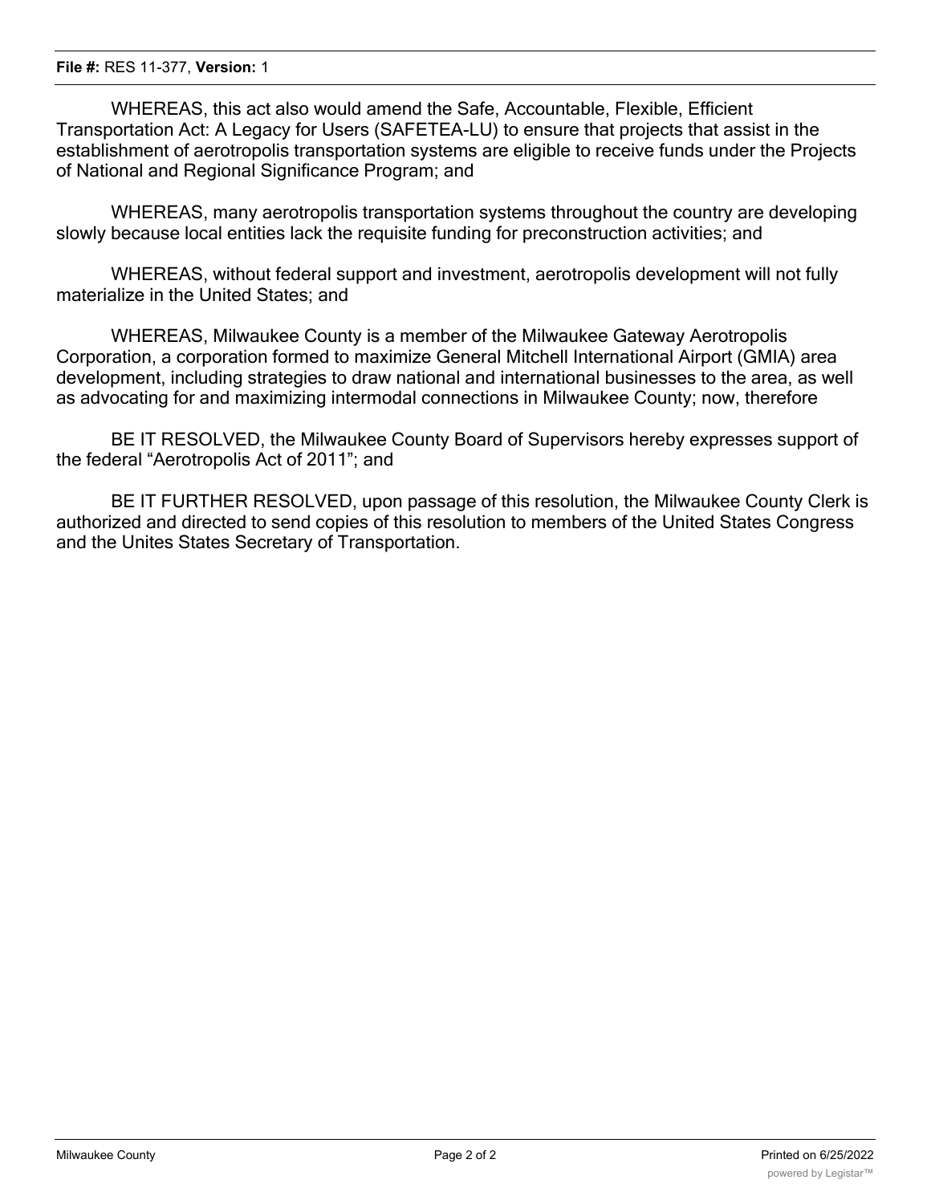WHEREAS, this act also would amend the Safe, Accountable, Flexible, Efficient Transportation Act: A Legacy for Users (SAFETEA-LU) to ensure that projects that assist in the establishment of aerotropolis transportation systems are eligible to receive funds under the Projects of National and Regional Significance Program; and

WHEREAS, many aerotropolis transportation systems throughout the country are developing slowly because local entities lack the requisite funding for preconstruction activities; and

WHEREAS, without federal support and investment, aerotropolis development will not fully materialize in the United States; and

WHEREAS, Milwaukee County is a member of the Milwaukee Gateway Aerotropolis Corporation, a corporation formed to maximize General Mitchell International Airport (GMIA) area development, including strategies to draw national and international businesses to the area, as well as advocating for and maximizing intermodal connections in Milwaukee County; now, therefore

BE IT RESOLVED, the Milwaukee County Board of Supervisors hereby expresses support of the federal "Aerotropolis Act of 2011"; and

BE IT FURTHER RESOLVED, upon passage of this resolution, the Milwaukee County Clerk is authorized and directed to send copies of this resolution to members of the United States Congress and the Unites States Secretary of Transportation.